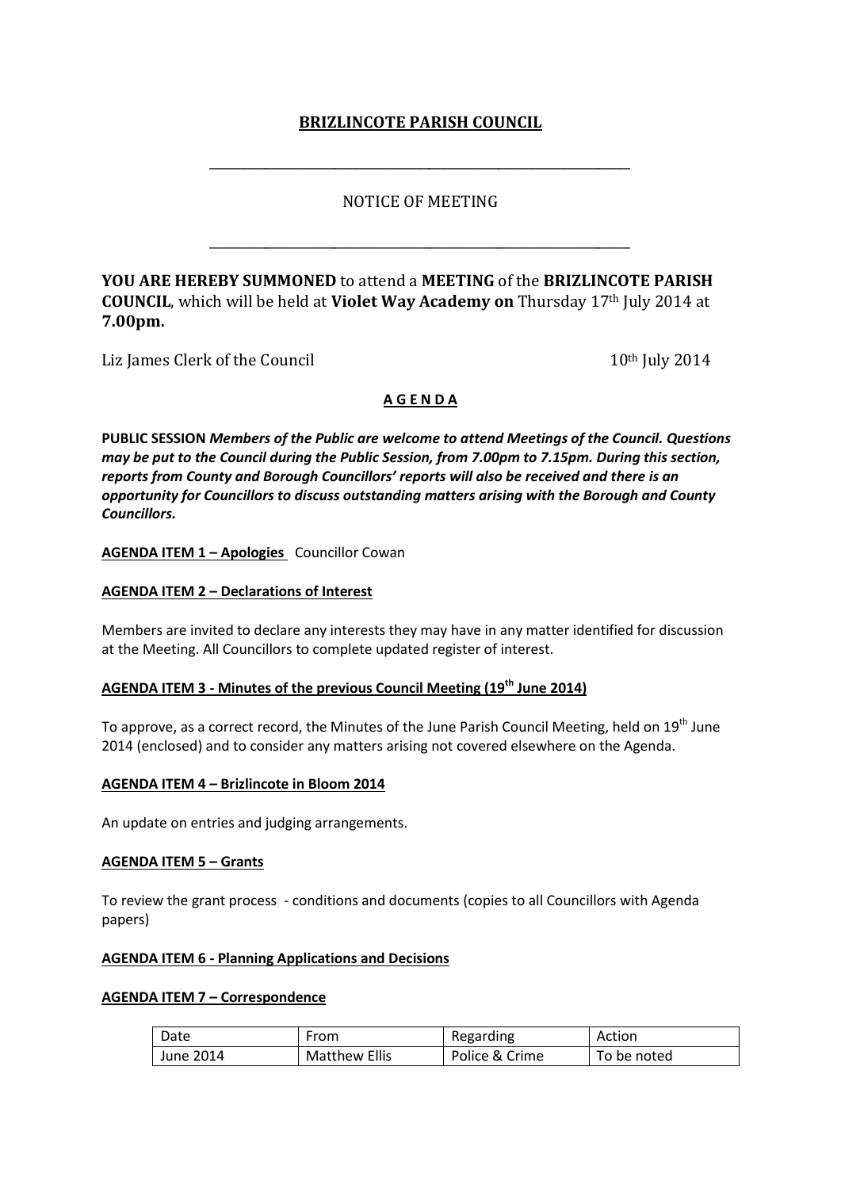# BRIZLINCOTE PARISH COUNCIL

---

NOTICE OF MEETING

---

**YOU ARE HEREBY SUMMONED** to attend a **MEETING** of the **BRIZLINCOTE PARISH COUNCIL**, which will be held at **Violet Way Academy on** Thursday 17th July 2014 at **7.00pm.**

Liz James Clerk of the Council 10th July 2014

## A G E N D A

**PUBLIC SESSION** ***Members of the Public are welcome to attend Meetings of the Council. Questions may be put to the Council during the Public Session, from 7.00pm to 7.15pm. During this section, reports from County and Borough Councillors' reports will also be received and there is an opportunity for Councillors to discuss outstanding matters arising with the Borough and County Councillors.***

**AGENDA ITEM 1 – Apologies** Councillor Cowan

**AGENDA ITEM 2 – Declarations of Interest**

Members are invited to declare any interests they may have in any matter identified for discussion at the Meeting. All Councillors to complete updated register of interest.

**AGENDA ITEM 3 - Minutes of the previous Council Meeting (19th June 2014)**

To approve, as a correct record, the Minutes of the June Parish Council Meeting, held on 19th June 2014 (enclosed) and to consider any matters arising not covered elsewhere on the Agenda.

**AGENDA ITEM 4 – Brizlincote in Bloom 2014**

An update on entries and judging arrangements.

**AGENDA ITEM 5 – Grants**

To review the grant process - conditions and documents (copies to all Councillors with Agenda papers)

**AGENDA ITEM 6 - Planning Applications and Decisions**

**AGENDA ITEM 7 – Correspondence**

| Date | From | Regarding | Action |
|---|---|---|---|
| June 2014 | Matthew Ellis | Police & Crime | To be noted |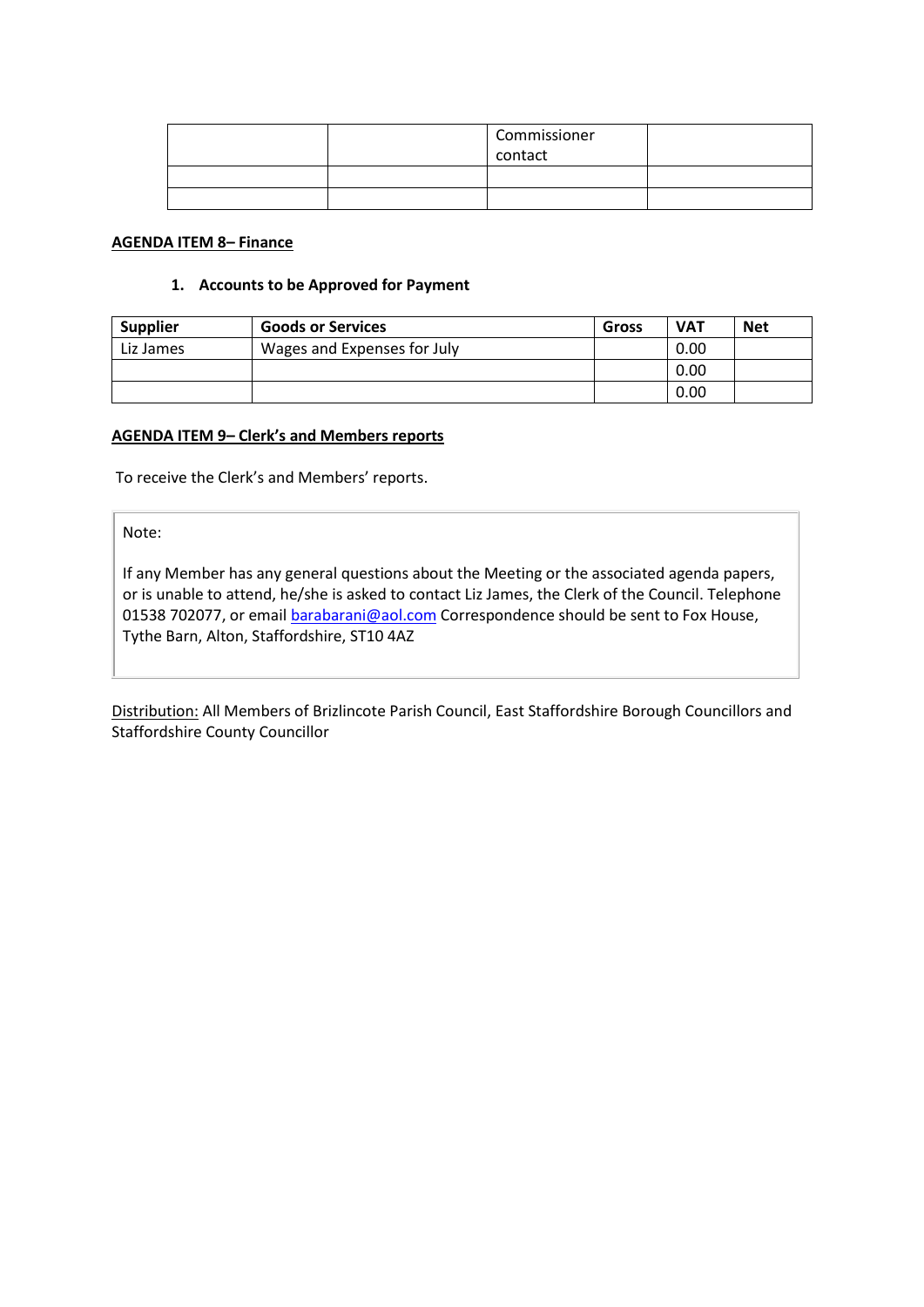| | | | |
|---|---|---|---|
| | | Commissioner contact | |
| | | | |
| | | | |

**AGENDA ITEM 8– Finance**

1. **Accounts to be Approved for Payment**

| Supplier | Goods or Services | Gross | VAT | Net |
|---|---|---|---|---|
| Liz James | Wages and Expenses for July | | 0.00 | |
| | | | 0.00 | |
| | | | 0.00 | |

**AGENDA ITEM 9– Clerk's and Members reports**

To receive the Clerk's and Members' reports.

> Note:
>
> If any Member has any general questions about the Meeting or the associated agenda papers, or is unable to attend, he/she is asked to contact Liz James, the Clerk of the Council. Telephone 01538 702077, or email barabarani@aol.com Correspondence should be sent to Fox House, Tythe Barn, Alton, Staffordshire, ST10 4AZ

Distribution: All Members of Brizlincote Parish Council, East Staffordshire Borough Councillors and Staffordshire County Councillor